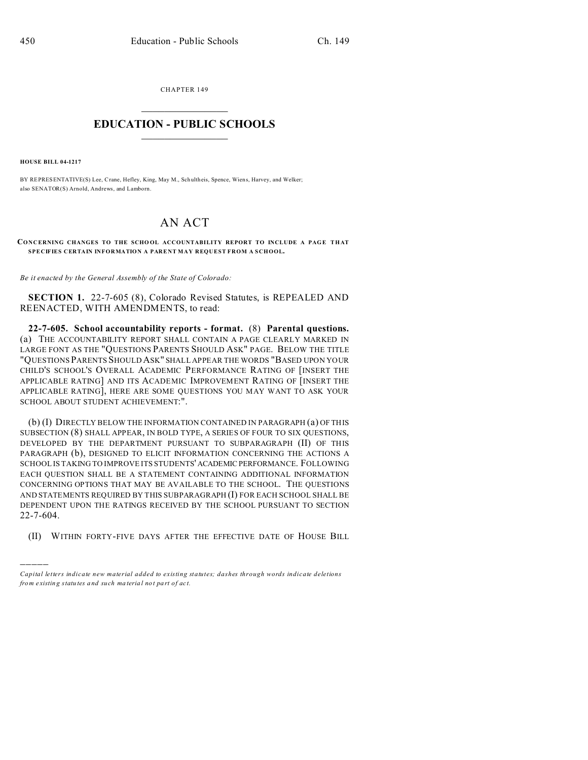CHAPTER 149

# EDUCATION - PUBLIC SCHOOLS

**HOUSE BILL 04-1217**

BY REPRESENTATIVE(S) Lee, Crane, Hefley, King, May M., Schultheis, Spence, Wiens, Harvey, and Welker; also SENATOR(S) Arnold, Andrews, and Lamborn.

# AN ACT

**CONCERNING CHANGES TO THE SCHOOL ACCOUNTABILITY REPORT TO INCLUDE A PAGE THAT SPECIFIES CERTAIN INFORMATION A PARENT MAY REQUEST FROM A SCHOOL.**

*Be it enacted by the General Assembly of the State of Colorado:*

**SECTION 1.** 22-7-605 (8), Colorado Revised Statutes, is REPEALED AND REENACTED, WITH AMENDMENTS, to read:

**22-7-605. School accountability reports - format.** (8) **Parental questions.** (a) THE ACCOUNTABILITY REPORT SHALL CONTAIN A PAGE CLEARLY MARKED IN LARGE FONT AS THE "QUESTIONS PARENTS SHOULD ASK" PAGE. BELOW THE TITLE "QUESTIONS PARENTS SHOULD ASK" SHALL APPEAR THE WORDS "BASED UPON YOUR CHILD'S SCHOOL'S OVERALL ACADEMIC PERFORMANCE RATING OF [INSERT THE APPLICABLE RATING] AND ITS ACADEMIC IMPROVEMENT RATING OF [INSERT THE APPLICABLE RATING], HERE ARE SOME QUESTIONS YOU MAY WANT TO ASK YOUR SCHOOL ABOUT STUDENT ACHIEVEMENT:".

(b) (I) DIRECTLY BELOW THE INFORMATION CONTAINED IN PARAGRAPH (a) OF THIS SUBSECTION (8) SHALL APPEAR, IN BOLD TYPE, A SERIES OF FOUR TO SIX QUESTIONS, DEVELOPED BY THE DEPARTMENT PURSUANT TO SUBPARAGRAPH (II) OF THIS PARAGRAPH (b), DESIGNED TO ELICIT INFORMATION CONCERNING THE ACTIONS A SCHOOL IS TAKING TO IMPROVE ITS STUDENTS' ACADEMIC PERFORMANCE. FOLLOWING EACH QUESTION SHALL BE A STATEMENT CONTAINING ADDITIONAL INFORMATION CONCERNING OPTIONS THAT MAY BE AVAILABLE TO THE SCHOOL. THE QUESTIONS AND STATEMENTS REQUIRED BY THIS SUBPARAGRAPH (I) FOR EACH SCHOOL SHALL BE DEPENDENT UPON THE RATINGS RECEIVED BY THE SCHOOL PURSUANT TO SECTION 22-7-604.

(II) WITHIN FORTY-FIVE DAYS AFTER THE EFFECTIVE DATE OF HOUSE BILL

*Capital letters indicate new material added to existing statutes; dashes through words indicate deletions from existing statutes and such material not part of act.*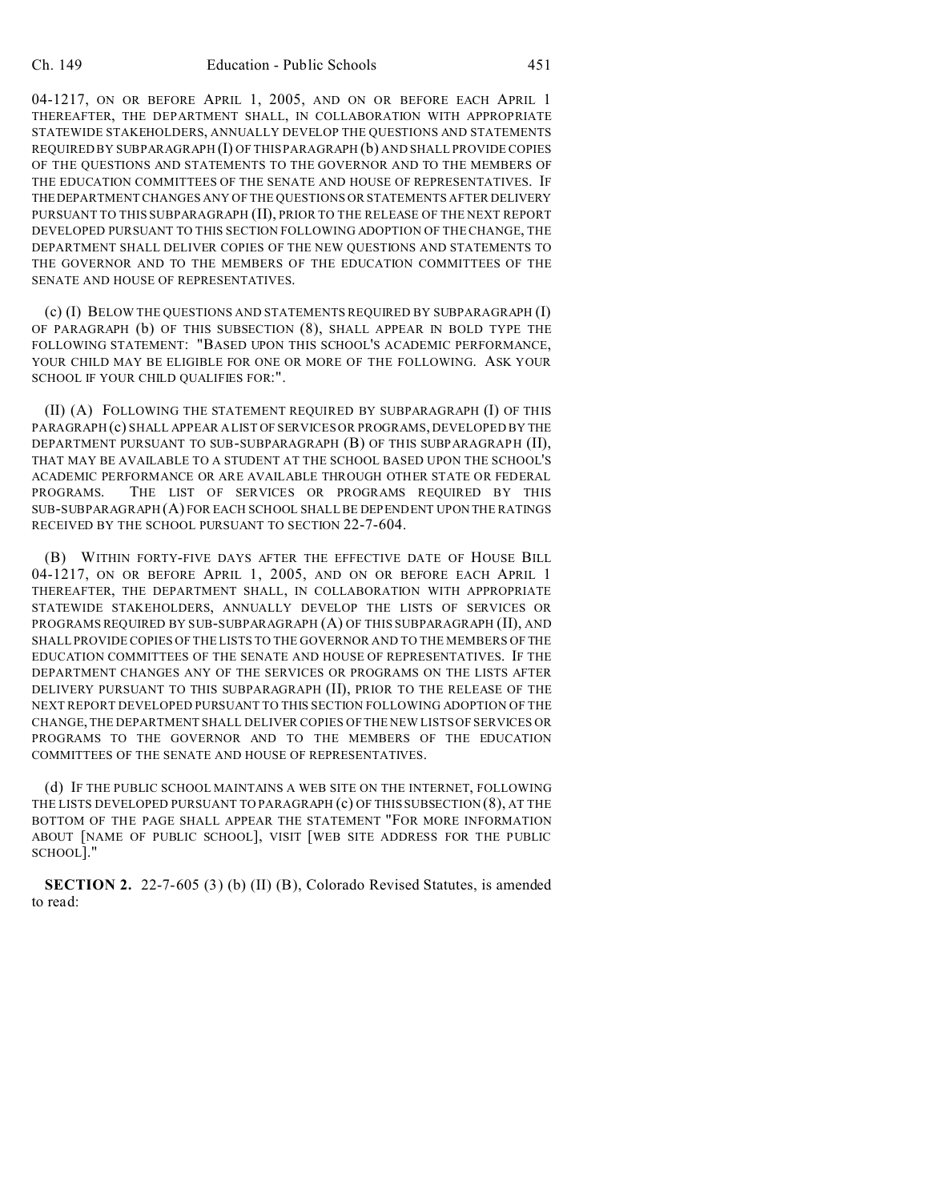04-1217, ON OR BEFORE APRIL 1, 2005, AND ON OR BEFORE EACH APRIL 1 THEREAFTER, THE DEPARTMENT SHALL, IN COLLABORATION WITH APPROPRIATE STATEWIDE STAKEHOLDERS, ANNUALLY DEVELOP THE QUESTIONS AND STATEMENTS REQUIRED BY SUBPARAGRAPH (I) OF THIS PARAGRAPH (b) AND SHALL PROVIDE COPIES OF THE QUESTIONS AND STATEMENTS TO THE GOVERNOR AND TO THE MEMBERS OF THE EDUCATION COMMITTEES OF THE SENATE AND HOUSE OF REPRESENTATIVES. IF THE DEPARTMENT CHANGES ANY OF THE QUESTIONS OR STATEMENTS AFTER DELIVERY PURSUANT TO THIS SUBPARAGRAPH (II), PRIOR TO THE RELEASE OF THE NEXT REPORT DEVELOPED PURSUANT TO THIS SECTION FOLLOWING ADOPTION OF THE CHANGE, THE DEPARTMENT SHALL DELIVER COPIES OF THE NEW QUESTIONS AND STATEMENTS TO THE GOVERNOR AND TO THE MEMBERS OF THE EDUCATION COMMITTEES OF THE SENATE AND HOUSE OF REPRESENTATIVES.

(c) (I) BELOW THE QUESTIONS AND STATEMENTS REQUIRED BY SUBPARAGRAPH (I) OF PARAGRAPH (b) OF THIS SUBSECTION (8), SHALL APPEAR IN BOLD TYPE THE FOLLOWING STATEMENT: "BASED UPON THIS SCHOOL'S ACADEMIC PERFORMANCE, YOUR CHILD MAY BE ELIGIBLE FOR ONE OR MORE OF THE FOLLOWING. ASK YOUR SCHOOL IF YOUR CHILD QUALIFIES FOR:".

(II) (A) FOLLOWING THE STATEMENT REQUIRED BY SUBPARAGRAPH (I) OF THIS PARAGRAPH (c) SHALL APPEAR A LIST OF SERVICES OR PROGRAMS, DEVELOPED BY THE DEPARTMENT PURSUANT TO SUB-SUBPARAGRAPH (B) OF THIS SUBPARAGRAPH (II), THAT MAY BE AVAILABLE TO A STUDENT AT THE SCHOOL BASED UPON THE SCHOOL'S ACADEMIC PERFORMANCE OR ARE AVAILABLE THROUGH OTHER STATE OR FEDERAL PROGRAMS. THE LIST OF SERVICES OR PROGRAMS REQUIRED BY THIS SUB-SUBPARAGRAPH (A) FOR EACH SCHOOL SHALL BE DEPENDENT UPON THE RATINGS RECEIVED BY THE SCHOOL PURSUANT TO SECTION 22-7-604.

(B) WITHIN FORTY-FIVE DAYS AFTER THE EFFECTIVE DATE OF HOUSE BILL 04-1217, ON OR BEFORE APRIL 1, 2005, AND ON OR BEFORE EACH APRIL 1 THEREAFTER, THE DEPARTMENT SHALL, IN COLLABORATION WITH APPROPRIATE STATEWIDE STAKEHOLDERS, ANNUALLY DEVELOP THE LISTS OF SERVICES OR PROGRAMS REQUIRED BY SUB-SUBPARAGRAPH (A) OF THIS SUBPARAGRAPH (II), AND SHALL PROVIDE COPIES OF THE LISTS TO THE GOVERNOR AND TO THE MEMBERS OF THE EDUCATION COMMITTEES OF THE SENATE AND HOUSE OF REPRESENTATIVES. IF THE DEPARTMENT CHANGES ANY OF THE SERVICES OR PROGRAMS ON THE LISTS AFTER DELIVERY PURSUANT TO THIS SUBPARAGRAPH (II), PRIOR TO THE RELEASE OF THE NEXT REPORT DEVELOPED PURSUANT TO THIS SECTION FOLLOWING ADOPTION OF THE CHANGE, THE DEPARTMENT SHALL DELIVER COPIES OF THE NEW LISTS OF SERVICES OR PROGRAMS TO THE GOVERNOR AND TO THE MEMBERS OF THE EDUCATION COMMITTEES OF THE SENATE AND HOUSE OF REPRESENTATIVES.

(d) IF THE PUBLIC SCHOOL MAINTAINS A WEB SITE ON THE INTERNET, FOLLOWING THE LISTS DEVELOPED PURSUANT TO PARAGRAPH (c) OF THIS SUBSECTION (8), AT THE BOTTOM OF THE PAGE SHALL APPEAR THE STATEMENT "FOR MORE INFORMATION ABOUT [NAME OF PUBLIC SCHOOL], VISIT [WEB SITE ADDRESS FOR THE PUBLIC SCHOOL]."

**SECTION 2.** 22-7-605 (3) (b) (II) (B), Colorado Revised Statutes, is amended to read: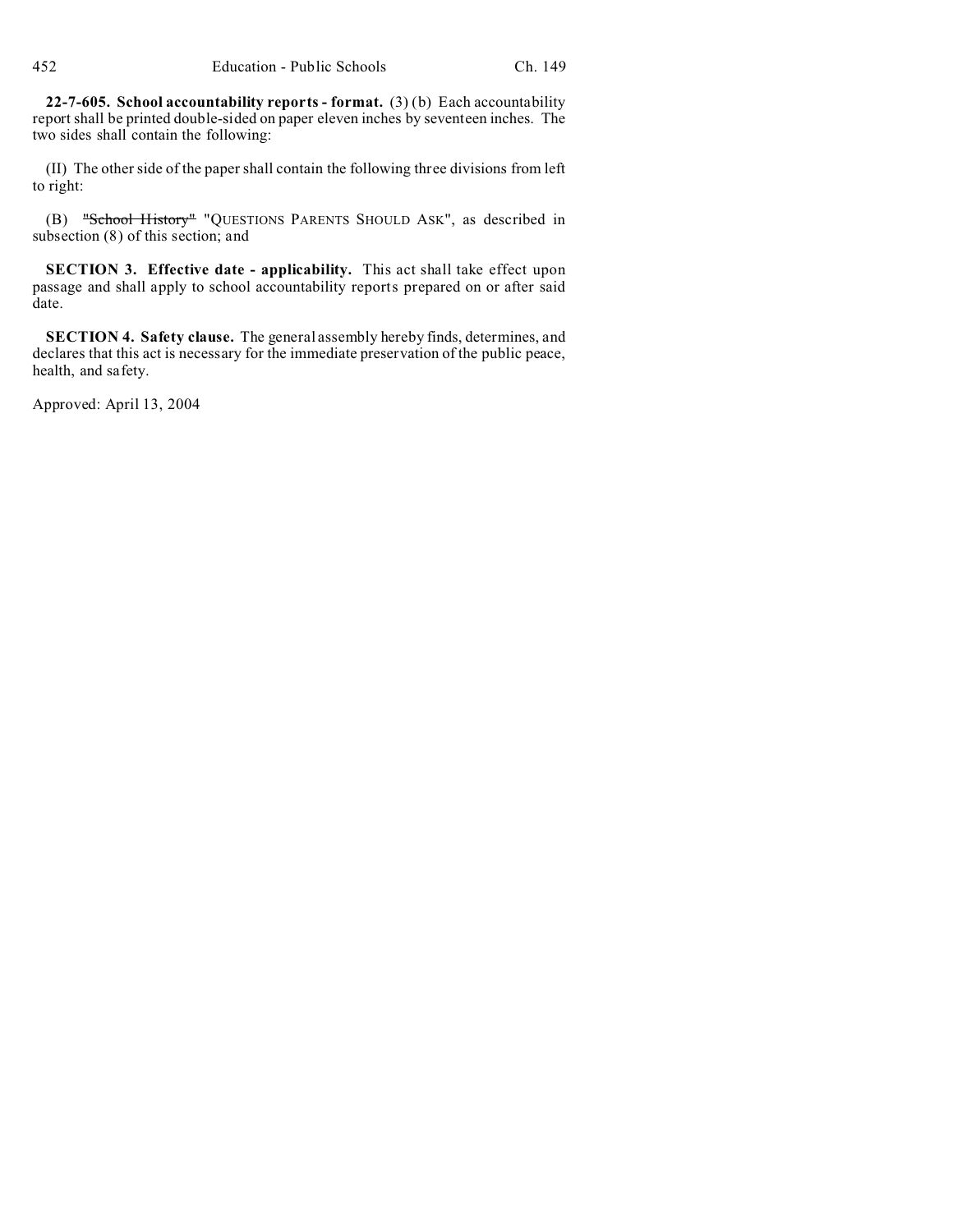**22-7-605. School accountability reports - format.** (3) (b) Each accountability report shall be printed double-sided on paper eleven inches by seventeen inches. The two sides shall contain the following:

(II) The other side of the paper shall contain the following three divisions from left to right:

(B) ~~"School History"~~ "QUESTIONS PARENTS SHOULD ASK", as described in subsection (8) of this section; and

**SECTION 3. Effective date - applicability.** This act shall take effect upon passage and shall apply to school accountability reports prepared on or after said date.

**SECTION 4. Safety clause.** The general assembly hereby finds, determines, and declares that this act is necessary for the immediate preservation of the public peace, health, and safety.

Approved: April 13, 2004